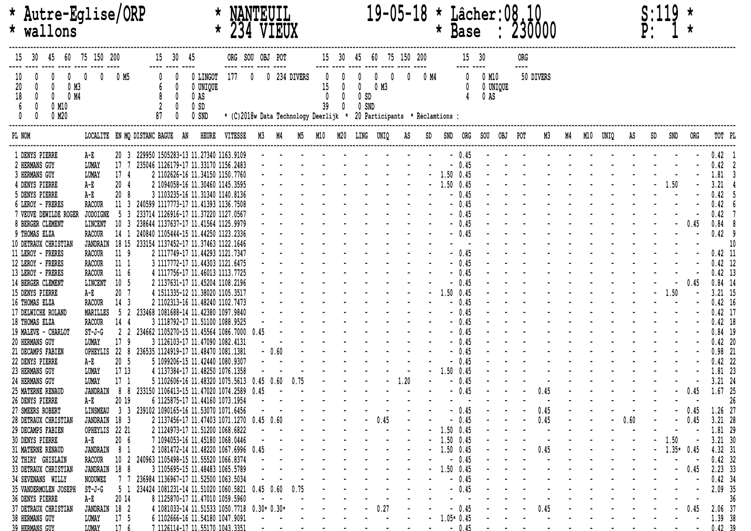\* Autre-Eglise/ORP * NANTEUIL 19-05-18 * Lâcher:08.10 S:119 *

\* wallons * 234 VIEUX * Base : 230000 P: 1 *

| 15 | 30 | 45 | 60 | 75 | 150 | 200 | |
|---|---|---|---|---|---|---|---|
| 10 | 0 | 0 | 0 | 0 | 0 | 0 | M5 |
| 20 | 0 | 0 | 0 | | | | M3 |
| 18 | 0 | 0 | 0 | | | | M4 |
| 6 | 0 | 0 | | | | | M10 |
| 0 | 0 | 0 | | | | | M20 |

| 15 | 30 | 45 | |
|---|---|---|---|
| 0 | 0 | 0 | LINGOT |
| 6 | 0 | 0 | UNIQUE |
| 8 | 0 | 0 | AS |
| 2 | 0 | 0 | SD |
| 87 | 0 | 0 | SND |

| ORG | SOU | OBJ | POT | |
|---|---|---|---|---|
| 177 | 0 | 0 | 234 | DIVERS |

| 15 | 30 | 45 | 60 | 75 | 150 | 200 | |
|---|---|---|---|---|---|---|---|
| 0 | 0 | 0 | 0 | 0 | 0 | 0 | M4 |
| 15 | 0 | 0 | 0 | | | | M3 |
| 0 | 0 | 0 | | | | | SD |
| 39 | 0 | 0 | | | | | SND |

| 15 | 30 | |
|---|---|---|
| 0 | 0 | M10 |
| 0 | 0 | UNIQUE |
| 4 | 0 | AS |

| ORG | |
|---|---|
| 50 | DIVERS |

\* (C)2018w Data Technology Deerlijk * 20 Participants * Réclamtions :

| PL | NOM | LOCALITE | EN | MQ | DISTANC | BAGUE AN | HEURE | VITESSE | M3 | M4 | M5 | M10 | M20 | LING | UNIQ | AS | SD | SND | ORG | SOU | OBJ | POT | M3 | M4 | M10 | UNIQ | AS | SD | SND | ORG | TOT | PL |
|---|---|---|---|---|---|---|---|---|---|---|---|---|---|---|---|---|---|---|---|---|---|---|---|---|---|---|---|---|---|---|---|---|
| 1 | DENYS PIERRE | A-E | 20 | 3 | 229950 | 1505283-13 | 11.27340 | 1163.9109 | - | - | - | - | - | - | - | - | - | - | 0.45 | - | - | - | - | - | - | - | - | - | - | - | 0.42 | 1 |
| 2 | HERMANS GUY | LUMAY | 17 | 7 | 235046 | 1126179-17 | 11.33170 | 1156.2483 | - | - | - | - | - | - | - | - | - | - | 0.45 | - | - | - | - | - | - | - | - | - | - | - | 0.42 | 2 |
| 3 | HERMANS GUY | LUMAY | 17 | 4 | 2 | 1102626-16 | 11.34150 | 1150.7760 | - | - | - | - | - | - | - | - | - | 1.50 | 0.45 | - | - | - | - | - | - | - | - | - | - | - | 1.81 | 3 |
| 4 | DENYS PIERRE | A-E | 20 | 4 | 2 | 1094058-16 | 11.30460 | 1145.3595 | - | - | - | - | - | - | - | - | - | 1.50 | 0.45 | - | - | - | - | - | - | - | - | - | 1.50 | - | 3.21 | 4 |
| 5 | DENYS PIERRE | A-E | 20 | 8 | 3 | 1103235-16 | 11.31340 | 1140.8136 | - | - | - | - | - | - | - | - | - | - | 0.45 | - | - | - | - | - | - | - | - | - | - | - | 0.42 | 5 |
| 6 | LEROY - FRERES | RACOUR | 11 | 3 | 240599 | 1117773-17 | 11.41393 | 1136.7508 | - | - | - | - | - | - | - | - | - | - | 0.45 | - | - | - | - | - | - | - | - | - | - | - | 0.42 | 6 |
| 7 | VEUVE DEWILDE ROGER | JODOIGNE | 5 | 3 | 233714 | 1126916-17 | 11.37220 | 1127.0567 | - | - | - | - | - | - | - | - | - | - | 0.45 | - | - | - | - | - | - | - | - | - | - | - | 0.42 | 7 |
| 8 | BERGER CLEMENT | LINCENT | 10 | 3 | 238644 | 1137637-17 | 11.41564 | 1125.9979 | - | - | - | - | - | - | - | - | - | - | 0.45 | - | - | - | - | - | - | - | - | - | - | 0.45 | 0.84 | 8 |
| 9 | THOMAS ELZA | RACOUR | 14 | 1 | 240840 | 1105444-15 | 11.44250 | 1123.2336 | - | - | - | - | - | - | - | - | - | - | 0.45 | - | - | - | - | - | - | - | - | - | - | - | 0.42 | 9 |
| 10 | DETRAUX CHRISTIAN | JANDRAIN | 18 | 15 | 233154 | 1137452-17 | 11.37463 | 1122.1646 | | | | | | | | | | | | | | | | | | | | | | | | 10 |
| 11 | LEROY - FRERES | RACOUR | 11 | 9 | 2 | 1117749-17 | 11.44293 | 1121.7347 | - | - | - | - | - | - | - | - | - | - | 0.45 | - | - | - | - | - | - | - | - | - | - | - | 0.42 | 11 |
| 12 | LEROY - FRERES | RACOUR | 11 | 1 | 3 | 1117772-17 | 11.44303 | 1121.6475 | - | - | - | - | - | - | - | - | - | - | 0.45 | - | - | - | - | - | - | - | - | - | - | - | 0.42 | 12 |
| 13 | LEROY - FRERES | RACOUR | 11 | 6 | 4 | 1117756-17 | 11.46013 | 1113.7725 | - | - | - | - | - | - | - | - | - | - | 0.45 | - | - | - | - | - | - | - | - | - | - | - | 0.42 | 13 |
| 14 | BERGER CLEMENT | LINCENT | 10 | 5 | 2 | 1137631-17 | 11.45204 | 1108.2196 | - | - | - | - | - | - | - | - | - | - | 0.45 | - | - | - | - | - | - | - | - | - | - | 0.45 | 0.84 | 14 |
| 15 | DENYS PIERRE | A-E | 20 | 7 | 4 | 1511335-12 | 11.38020 | 1105.3517 | - | - | - | - | - | - | - | - | - | 1.50 | 0.45 | - | - | - | - | - | - | - | - | - | 1.50 | - | 3.21 | 15 |
| 16 | THOMAS ELZA | RACOUR | 14 | 3 | 2 | 1102313-16 | 11.48240 | 1102.7473 | - | - | - | - | - | - | - | - | - | - | 0.45 | - | - | - | - | - | - | - | - | - | - | - | 0.42 | 16 |
| 17 | DELWICHE ROLAND | MARILLES | 5 | 2 | 233468 | 1081688-14 | 11.42380 | 1097.9840 | - | - | - | - | - | - | - | - | - | - | 0.45 | - | - | - | - | - | - | - | - | - | - | - | 0.42 | 17 |
| 18 | THOMAS ELZA | RACOUR | 14 | 4 | 3 | 1118792-17 | 11.51100 | 1088.9525 | - | - | - | - | - | - | - | - | - | - | 0.45 | - | - | - | - | - | - | - | - | - | - | - | 0.42 | 18 |
| 19 | MALEVE - CHARLOT | ST-J-G | 2 | 2 | 234662 | 1105270-15 | 11.45564 | 1086.7000 | 0.45 | - | - | - | - | - | - | - | - | - | 0.45 | - | - | - | - | - | - | - | - | - | - | - | 0.84 | 19 |
| 20 | HERMANS GUY | LUMAY | 17 | 9 | 3 | 1126103-17 | 11.47090 | 1082.4131 | - | - | - | - | - | - | - | - | - | - | 0.45 | - | - | - | - | - | - | - | - | - | - | - | 0.42 | 20 |
| 21 | DECAMPS FABIEN | OPHEYLIS | 22 | 8 | 236535 | 1124919-17 | 11.48470 | 1081.1381 | - | 0.60 | - | - | - | - | - | - | - | - | 0.45 | - | - | - | - | - | - | - | - | - | - | - | 0.98 | 21 |
| 22 | DENYS PIERRE | A-E | 20 | 5 | 5 | 1099206-15 | 11.42440 | 1080.9307 | - | - | - | - | - | - | - | - | - | - | 0.45 | - | - | - | - | - | - | - | - | - | - | - | 0.42 | 22 |
| 23 | HERMANS GUY | LUMAY | 17 | 13 | 4 | 1137384-17 | 11.48250 | 1076.1358 | - | - | - | - | - | - | - | - | - | 1.50 | 0.45 | - | - | - | - | - | - | - | - | - | - | - | 1.81 | 23 |
| 24 | HERMANS GUY | LUMAY | 17 | 1 | 5 | 1102606-16 | 11.48320 | 1075.5613 | 0.45 | 0.60 | 0.75 | - | - | - | - | 1.20 | - | - | 0.45 | - | - | - | - | - | - | - | - | - | - | - | 3.21 | 24 |
| 25 | MATERNE RENAUD | JANDRAIN | 8 | 8 | 233150 | 1106413-15 | 11.47020 | 1074.2589 | 0.45 | - | - | - | - | - | - | - | - | - | 0.45 | - | - | - | 0.45 | - | - | - | - | - | - | 0.45 | 1.67 | 25 |
| 26 | DENYS PIERRE | A-E | 20 | 19 | 6 | 1125875-17 | 11.44160 | 1073.1954 | | | | | | | | | | | | | | | | | | | | | | | | 26 |
| 27 | SMEERS ROBERT | LINSMEAU | 3 | 3 | 239102 | 1090165-16 | 11.53070 | 1071.6456 | - | - | - | - | - | - | - | - | - | - | 0.45 | - | - | - | 0.45 | - | - | - | - | - | - | 0.45 | 1.26 | 27 |
| 28 | DETRAUX CHRISTIAN | JANDRAIN | 18 | 3 | 2 | 1137456-17 | 11.47403 | 1071.1270 | 0.45 | 0.60 | - | - | - | - | 0.45 | - | - | - | 0.45 | - | - | - | 0.45 | - | - | - | 0.60 | - | - | 0.45 | 3.21 | 28 |
| 29 | DECAMPS FABIEN | OPHEYLIS | 22 | 21 | 2 | 1124973-17 | 11.51200 | 1068.6822 | - | - | - | - | - | - | - | - | - | 1.50 | 0.45 | - | - | - | - | - | - | - | - | - | - | - | 1.81 | 29 |
| 30 | DENYS PIERRE | A-E | 20 | 6 | 7 | 1094053-16 | 11.45180 | 1068.0446 | - | - | - | - | - | - | - | - | - | 1.50 | 0.45 | - | - | - | - | - | - | - | - | - | 1.50 | - | 3.21 | 30 |
| 31 | MATERNE RENAUD | JANDRAIN | 8 | 1 | 2 | 1081472-14 | 11.48220 | 1067.6996 | 0.45 | - | - | - | - | - | - | - | - | 1.50 | 0.45 | - | - | - | 0.45 | - | - | - | - | - | 1.35* | 0.45 | 4.32 | 31 |
| 32 | THIRY GHISLAIN | RACOUR | 10 | 2 | 240963 | 1105498-15 | 11.55520 | 1066.8374 | - | - | - | - | - | - | - | - | - | - | 0.45 | - | - | - | - | - | - | - | - | - | - | - | 0.42 | 32 |
| 33 | DETRAUX CHRISTIAN | JANDRAIN | 18 | 8 | 3 | 1105695-15 | 11.48483 | 1065.5789 | - | - | - | - | - | - | - | - | - | 1.50 | 0.45 | - | - | - | - | - | - | - | - | - | - | 0.45 | 2.23 | 33 |
| 34 | SEVENANS WILLY | NODUWEZ | 7 | 7 | 236984 | 1136967-17 | 11.52500 | 1063.5034 | - | - | - | - | - | - | - | - | - | - | 0.45 | - | - | - | - | - | - | - | - | - | - | - | 0.42 | 34 |
| 35 | VANDERMOLEN JOSEPH | ST-J-G | 5 | 1 | 234424 | 1081231-14 | 11.51020 | 1060.5821 | 0.45 | 0.60 | 0.75 | - | - | - | - | - | - | - | 0.45 | - | - | - | - | - | - | - | - | - | - | - | 2.09 | 35 |
| 36 | DENYS PIERRE | A-E | 20 | 14 | 8 | 1125870-17 | 11.47010 | 1059.5960 | - | - | | | | | | | | | | | | | | | | | | | | | | 36 |
| 37 | DETRAUX CHRISTIAN | JANDRAIN | 18 | 2 | 4 | 1081033-14 | 11.51533 | 1050.7718 | 0.30* | 0.30* | - | - | - | - | 0.27 | - | - | - | 0.45 | - | - | - | 0.45 | - | - | - | - | - | - | 0.45 | 2.06 | 37 |
| 38 | HERMANS GUY | LUMAY | 17 | 5 | 6 | 1102666-16 | 11.54180 | 1047.9091 | - | - | - | - | - | - | - | - | - | 1.05* | 0.45 | - | - | - | - | - | - | - | - | - | - | - | 1.39 | 38 |
| 39 | HERMANS GUY | LUMAY | 17 | 6 | 7 | 1126114-17 | 11.55170 | 1043.3351 | - | - | - | - | - | - | - | - | - | - | 0.45 | - | - | - | - | - | - | - | - | - | - | - | 0.42 | 39 |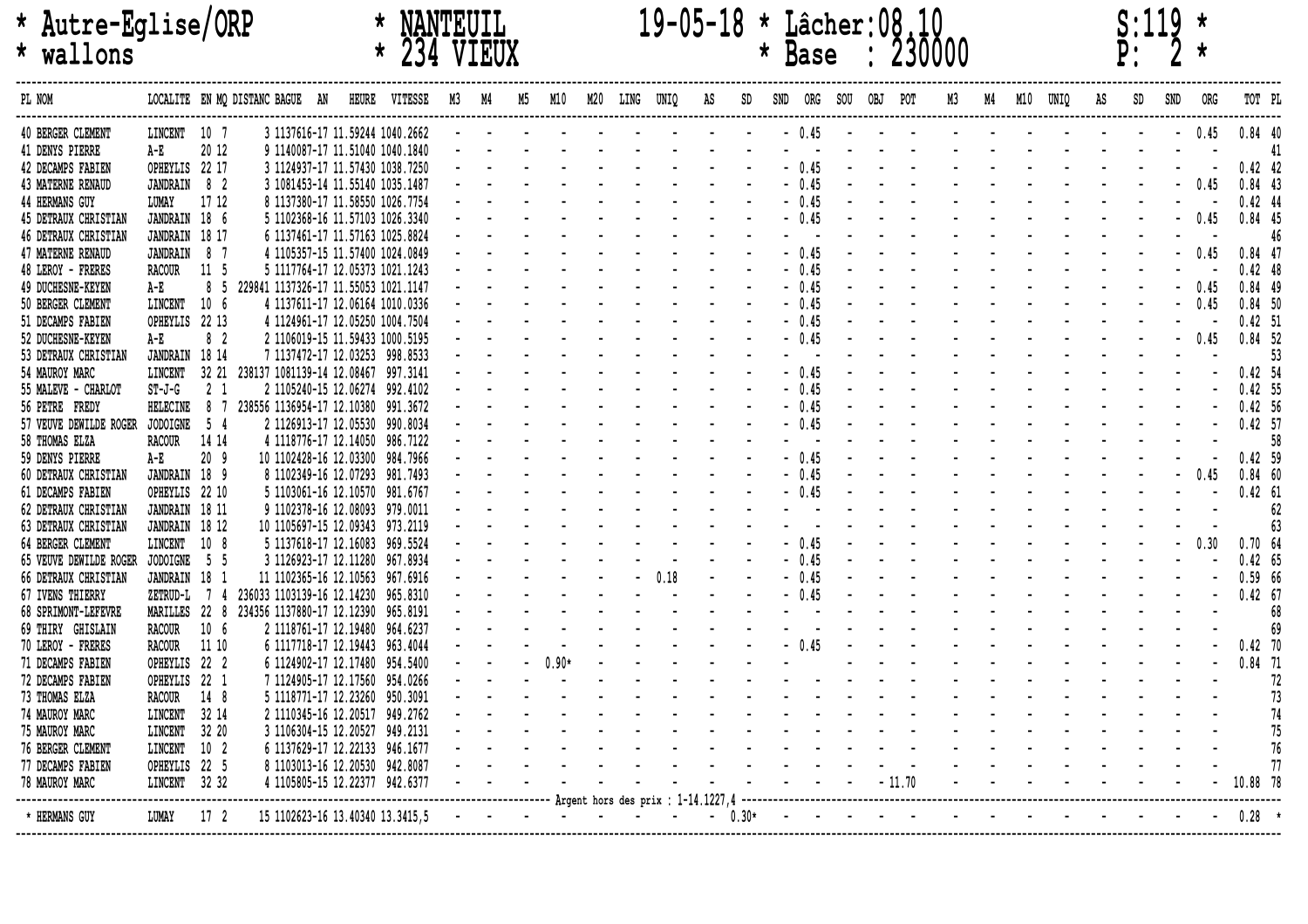**\* Autre-Eglise/ORP** **\* NANTEUIL** **19-05-18 \* Lâcher:08.10** **S:119 \***

**\* wallons** **\* 234 VIEUX** **\* Base : 230000** **P: 2 \***

| PL | NOM | LOCALITE | EN | MQ | DISTANC | BAGUE AN | HEURE | VITESSE | M3 | M4 | M5 | M10 | M20 | LING | UNIQ | AS | SD | SND | ORG | SOU | OBJ | POT | M3 | M4 | M10 | UNIQ | AS | SD | SND | ORG | TOT | PL |
|---|---|---|---|---|---|---|---|---|---|---|---|---|---|---|---|---|---|---|---|---|---|---|---|---|---|---|---|---|---|---|---|---|
| 40 | BERGER CLEMENT | LINCENT | 10 | 7 | | 3 1137616-17 | 11.59244 | 1040.2662 | - | - | - | - | - | - | - | - | - | - | 0.45 | - | - | - | - | - | - | - | - | - | - | 0.45 | 0.84 | 40 |
| 41 | DENYS PIERRE | A-E | 20 | 12 | | 9 1140087-17 | 11.51040 | 1040.1840 | - | - | - | - | - | - | - | - | - | - | - | - | - | - | - | - | - | - | - | - | - | - | | 41 |
| 42 | DECAMPS FABIEN | OPHEYLIS | 22 | 17 | | 3 1124937-17 | 11.57430 | 1038.7250 | - | - | - | - | - | - | - | - | - | - | 0.45 | - | - | - | - | - | - | - | - | - | - | - | 0.42 | 42 |
| 43 | MATERNE RENAUD | JANDRAIN | 8 | 2 | | 3 1081453-14 | 11.55140 | 1035.1487 | - | - | - | - | - | - | - | - | - | - | 0.45 | - | - | - | - | - | - | - | - | - | - | 0.45 | 0.84 | 43 |
| 44 | HERMANS GUY | LUMAY | 17 | 12 | | 8 1137380-17 | 11.58550 | 1026.7754 | - | - | - | - | - | - | - | - | - | - | 0.45 | - | - | - | - | - | - | - | - | - | - | - | 0.42 | 44 |
| 45 | DETRAUX CHRISTIAN | JANDRAIN | 18 | 6 | | 5 1102368-16 | 11.57103 | 1026.3340 | - | - | - | - | - | - | - | - | - | - | 0.45 | - | - | - | - | - | - | - | - | - | - | 0.45 | 0.84 | 45 |
| 46 | DETRAUX CHRISTIAN | JANDRAIN | 18 | 17 | | 6 1137461-17 | 11.57163 | 1025.8824 | - | - | - | - | - | - | - | - | - | - | - | - | - | - | - | - | - | - | - | - | - | - | | 46 |
| 47 | MATERNE RENAUD | JANDRAIN | 8 | 7 | | 4 1105357-15 | 11.57400 | 1024.0849 | - | - | - | - | - | - | - | - | - | - | 0.45 | - | - | - | - | - | - | - | - | - | - | 0.45 | 0.84 | 47 |
| 48 | LEROY - FRERES | RACOUR | 11 | 5 | | 5 1117764-17 | 12.05373 | 1021.1243 | - | - | - | - | - | - | - | - | - | - | 0.45 | - | - | - | - | - | - | - | - | - | - | - | 0.42 | 48 |
| 49 | DUCHESNE-KEYEN | A-E | 8 | 5 | 229841 | 1137326-17 | 11.55053 | 1021.1147 | - | - | - | - | - | - | - | - | - | - | 0.45 | - | - | - | - | - | - | - | - | - | - | 0.45 | 0.84 | 49 |
| 50 | BERGER CLEMENT | LINCENT | 10 | 6 | | 4 1137611-17 | 12.06164 | 1010.0336 | - | - | - | - | - | - | - | - | - | - | 0.45 | - | - | - | - | - | - | - | - | - | - | 0.45 | 0.84 | 50 |
| 51 | DECAMPS FABIEN | OPHEYLIS | 22 | 13 | | 4 1124961-17 | 12.05250 | 1004.7504 | - | - | - | - | - | - | - | - | - | - | 0.45 | - | - | - | - | - | - | - | - | - | - | - | 0.42 | 51 |
| 52 | DUCHESNE-KEYEN | A-E | 8 | 2 | | 2 1106019-15 | 11.59433 | 1000.5195 | - | - | - | - | - | - | - | - | - | - | 0.45 | - | - | - | - | - | - | - | - | - | - | 0.45 | 0.84 | 52 |
| 53 | DETRAUX CHRISTIAN | JANDRAIN | 18 | 14 | | 7 1137472-17 | 12.03253 | 998.8533 | - | - | - | - | - | - | - | - | - | - | - | - | - | - | - | - | - | - | - | - | - | - | | 53 |
| 54 | MAUROY MARC | LINCENT | 32 | 21 | 238137 | 1081139-14 | 12.08467 | 997.3141 | - | - | - | - | - | - | - | - | - | - | 0.45 | - | - | - | - | - | - | - | - | - | - | - | 0.42 | 54 |
| 55 | MALEVE - CHARLOT | ST-J-G | 2 | 1 | | 2 1105240-15 | 12.06274 | 992.4102 | - | - | - | - | - | - | - | - | - | - | 0.45 | - | - | - | - | - | - | - | - | - | - | - | 0.42 | 55 |
| 56 | PETRE FREDY | HELECINE | 8 | 7 | 238556 | 1136954-17 | 12.10380 | 991.3672 | - | - | - | - | - | - | - | - | - | - | 0.45 | - | - | - | - | - | - | - | - | - | - | - | 0.42 | 56 |
| 57 | VEUVE DEWILDE ROGER | JODOIGNE | 5 | 4 | | 2 1126913-17 | 12.05530 | 990.8034 | - | - | - | - | - | - | - | - | - | - | 0.45 | - | - | - | - | - | - | - | - | - | - | - | 0.42 | 57 |
| 58 | THOMAS ELZA | RACOUR | 14 | 14 | | 4 1118776-17 | 12.14050 | 986.7122 | - | - | - | - | - | - | - | - | - | - | - | - | - | - | - | - | - | - | - | - | - | - | | 58 |
| 59 | DENYS PIERRE | A-E | 20 | 9 | | 10 1102428-16 | 12.03300 | 984.7966 | - | - | - | - | - | - | - | - | - | - | 0.45 | - | - | - | - | - | - | - | - | - | - | - | 0.42 | 59 |
| 60 | DETRAUX CHRISTIAN | JANDRAIN | 18 | 9 | | 8 1102349-16 | 12.07293 | 981.7493 | - | - | - | - | - | - | - | - | - | - | 0.45 | - | - | - | - | - | - | - | - | - | - | 0.45 | 0.84 | 60 |
| 61 | DECAMPS FABIEN | OPHEYLIS | 22 | 10 | | 5 1103061-16 | 12.10570 | 981.6767 | - | - | - | - | - | - | - | - | - | - | 0.45 | - | - | - | - | - | - | - | - | - | - | - | 0.42 | 61 |
| 62 | DETRAUX CHRISTIAN | JANDRAIN | 18 | 11 | | 9 1102378-16 | 12.08093 | 979.0011 | - | - | - | - | - | - | - | - | - | - | - | - | - | - | - | - | - | - | - | - | - | - | | 62 |
| 63 | DETRAUX CHRISTIAN | JANDRAIN | 18 | 12 | | 10 1105697-15 | 12.09343 | 973.2119 | - | - | - | - | - | - | - | - | - | - | - | - | - | - | - | - | - | - | - | - | - | - | | 63 |
| 64 | BERGER CLEMENT | LINCENT | 10 | 8 | | 5 1137618-17 | 12.16083 | 969.5524 | - | - | - | - | - | - | - | - | - | - | 0.45 | - | - | - | - | - | - | - | - | - | - | 0.30 | 0.70 | 64 |
| 65 | VEUVE DEWILDE ROGER | JODOIGNE | 5 | 5 | | 3 1126923-17 | 12.11280 | 967.8934 | - | - | - | - | - | - | - | - | - | - | 0.45 | - | - | - | - | - | - | - | - | - | - | - | 0.42 | 65 |
| 66 | DETRAUX CHRISTIAN | JANDRAIN | 18 | 1 | | 11 1102365-16 | 12.10563 | 967.6916 | - | - | - | - | - | - | 0.18 | - | - | - | 0.45 | - | - | - | - | - | - | - | - | - | - | - | 0.59 | 66 |
| 67 | IVENS THIERRY | ZETRUD-L | 7 | 4 | 236033 | 1103139-16 | 12.14230 | 965.8310 | - | - | - | - | - | - | - | - | - | - | 0.45 | - | - | - | - | - | - | - | - | - | - | - | 0.42 | 67 |
| 68 | SPRIMONT-LEFEVRE | MARILLES | 22 | 8 | 234356 | 1137880-17 | 12.12390 | 965.8191 | - | - | - | - | - | - | - | - | - | - | - | - | - | - | - | - | - | - | - | - | - | - | | 68 |
| 69 | THIRY GHISLAIN | RACOUR | 10 | 6 | | 2 1118761-17 | 12.19480 | 964.6237 | - | - | - | - | - | - | - | - | - | - | - | - | - | - | - | - | - | - | - | - | - | - | | 69 |
| 70 | LEROY - FRERES | RACOUR | 11 | 10 | | 6 1117718-17 | 12.19443 | 963.4044 | - | - | - | - | - | - | - | - | - | - | 0.45 | - | - | - | - | - | - | - | - | - | - | - | 0.42 | 70 |
| 71 | DECAMPS FABIEN | OPHEYLIS | 22 | 2 | | 6 1124902-17 | 12.17480 | 954.5400 | - | - | - | 0.90* | - | - | - | - | - | - | - | - | - | - | - | - | - | - | - | - | - | - | 0.84 | 71 |
| 72 | DECAMPS FABIEN | OPHEYLIS | 22 | 1 | | 7 1124905-17 | 12.17560 | 954.0266 | - | - | - | - | - | - | - | - | - | - | - | - | - | - | - | - | - | - | - | - | - | - | | 72 |
| 73 | THOMAS ELZA | RACOUR | 14 | 8 | | 5 1118771-17 | 12.23260 | 950.3091 | - | - | - | - | - | - | - | - | - | - | - | - | - | - | - | - | - | - | - | - | - | - | | 73 |
| 74 | MAUROY MARC | LINCENT | 32 | 14 | | 2 1110345-16 | 12.20517 | 949.2762 | - | - | - | - | - | - | - | - | - | - | - | - | - | - | - | - | - | - | - | - | - | - | | 74 |
| 75 | MAUROY MARC | LINCENT | 32 | 20 | | 3 1106304-15 | 12.20527 | 949.2131 | - | - | - | - | - | - | - | - | - | - | - | - | - | - | - | - | - | - | - | - | - | - | | 75 |
| 76 | BERGER CLEMENT | LINCENT | 10 | 2 | | 6 1137629-17 | 12.22133 | 946.1677 | - | - | - | - | - | - | - | - | - | - | - | - | - | - | - | - | - | - | - | - | - | - | | 76 |
| 77 | DECAMPS FABIEN | OPHEYLIS | 22 | 5 | | 8 1103013-16 | 12.20530 | 942.8087 | - | - | - | - | - | - | - | - | - | - | - | - | - | - | - | - | - | - | - | - | - | - | | 77 |
| 78 | MAUROY MARC | LINCENT | 32 | 32 | | 4 1105805-15 | 12.22377 | 942.6377 | - | - | - | - | - | - | - | - | - | - | - | - | - | 11.70 | - | - | - | - | - | - | - | - | 10.88 | 78 |

Argent hors des prix : 1-14.1227,4

| PL | NOM | LOCALITE | EN | MQ | DISTANC | BAGUE AN | HEURE | VITESSE | M3 | M4 | M5 | M10 | M20 | LING | UNIQ | AS | SD | SND | ORG | SOU | OBJ | POT | M3 | M4 | M10 | UNIQ | AS | SD | SND | ORG | TOT | PL |
|---|---|---|---|---|---|---|---|---|---|---|---|---|---|---|---|---|---|---|---|---|---|---|---|---|---|---|---|---|---|---|---|---|
| * | HERMANS GUY | LUMAY | 17 | 2 | | 15 1102623-16 | 13.40340 | 13.3415,5 | - | - | - | - | - | - | - | - | 0.30* | - | - | - | - | - | - | - | - | - | - | - | - | - | 0.28 | * |